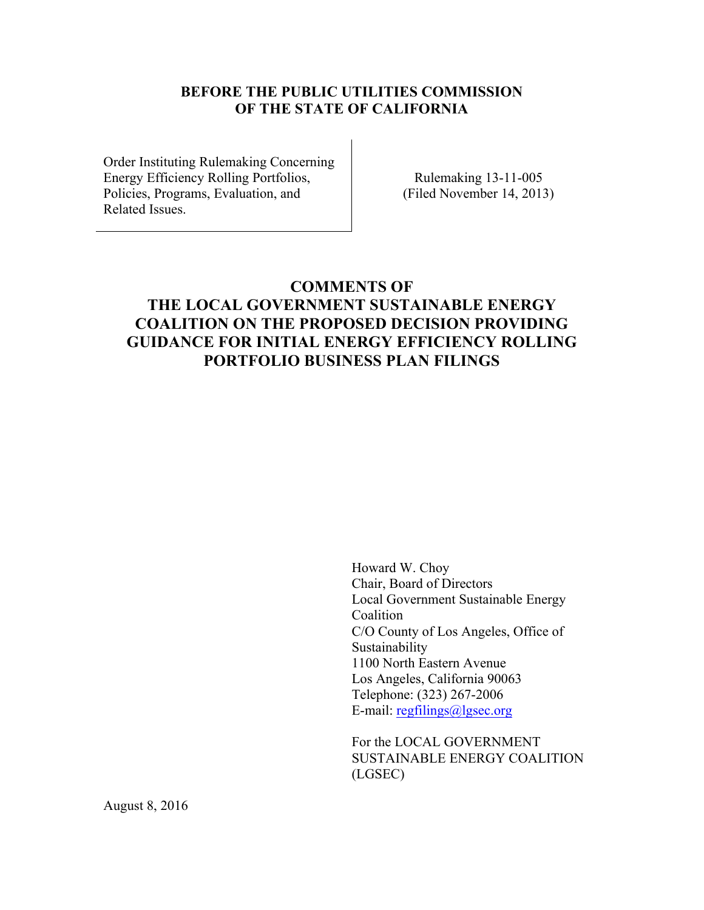**BEFORE THE PUBLIC UTILITIES COMMISSION OF THE STATE OF CALIFORNIA**

| Order Instituting Rulemaking Concerning Energy Efficiency Rolling Portfolios, Policies, Programs, Evaluation, and Related Issues. | Rulemaking 13-11-005 (Filed November 14, 2013) |
| --- | --- |

# COMMENTS OF THE LOCAL GOVERNMENT SUSTAINABLE ENERGY COALITION ON THE PROPOSED DECISION PROVIDING GUIDANCE FOR INITIAL ENERGY EFFICIENCY ROLLING PORTFOLIO BUSINESS PLAN FILINGS

Howard W. Choy
Chair, Board of Directors
Local Government Sustainable Energy Coalition
C/O County of Los Angeles, Office of Sustainability
1100 North Eastern Avenue
Los Angeles, California 90063
Telephone: (323) 267-2006
E-mail: regfilings@lgsec.org

For the LOCAL GOVERNMENT SUSTAINABLE ENERGY COALITION (LGSEC)

August 8, 2016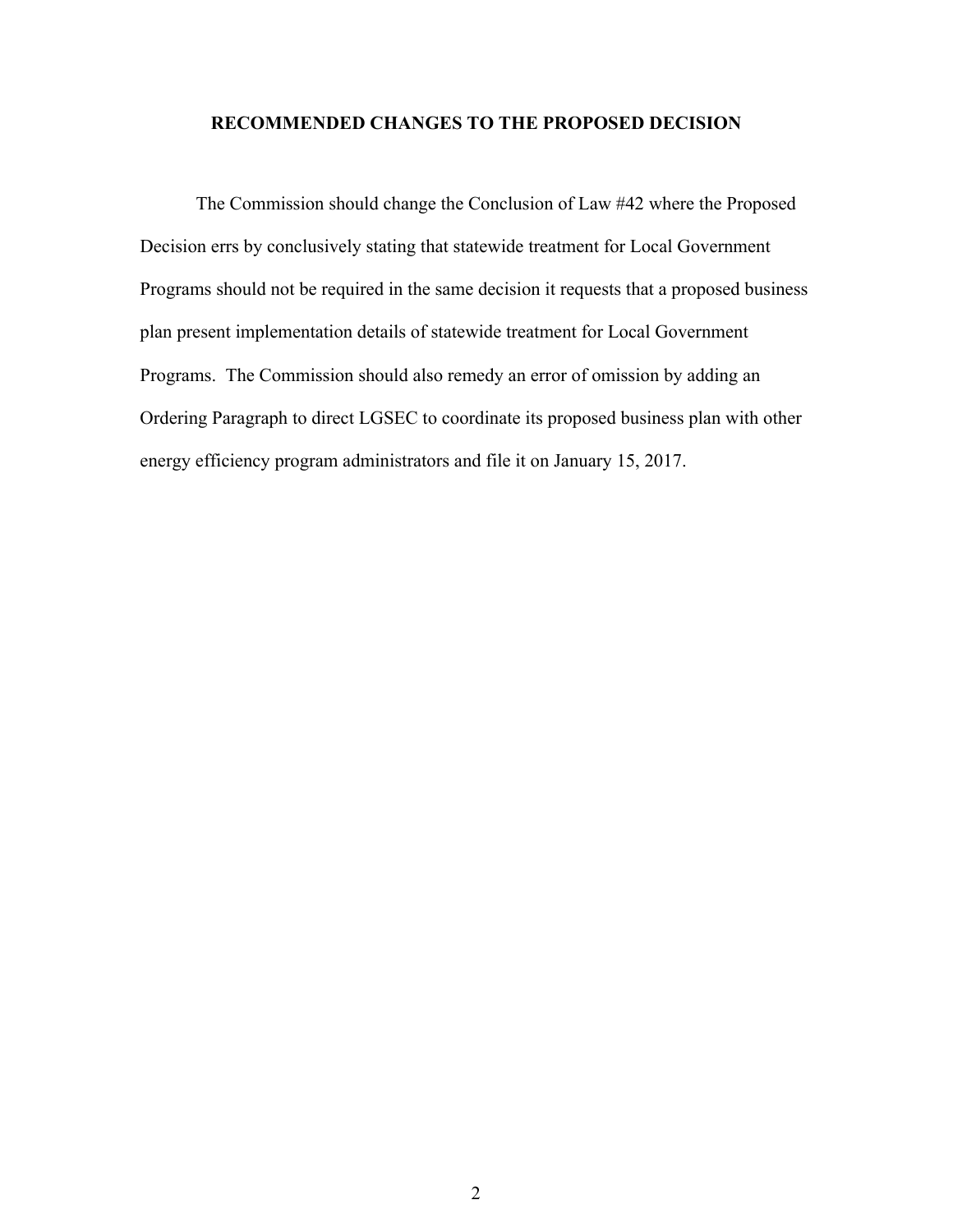## RECOMMENDED CHANGES TO THE PROPOSED DECISION

The Commission should change the Conclusion of Law #42 where the Proposed Decision errs by conclusively stating that statewide treatment for Local Government Programs should not be required in the same decision it requests that a proposed business plan present implementation details of statewide treatment for Local Government Programs. The Commission should also remedy an error of omission by adding an Ordering Paragraph to direct LGSEC to coordinate its proposed business plan with other energy efficiency program administrators and file it on January 15, 2017.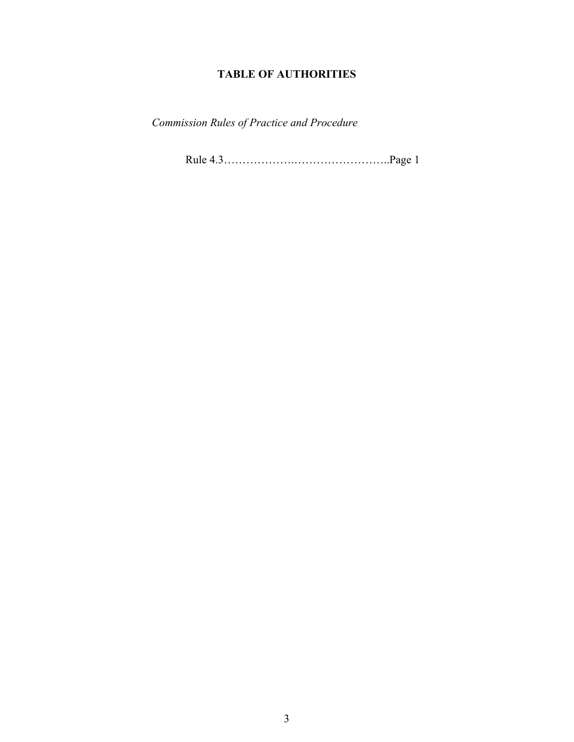# TABLE OF AUTHORITIES

*Commission Rules of Practice and Procedure*

Rule 4.3……………….……………………..Page 1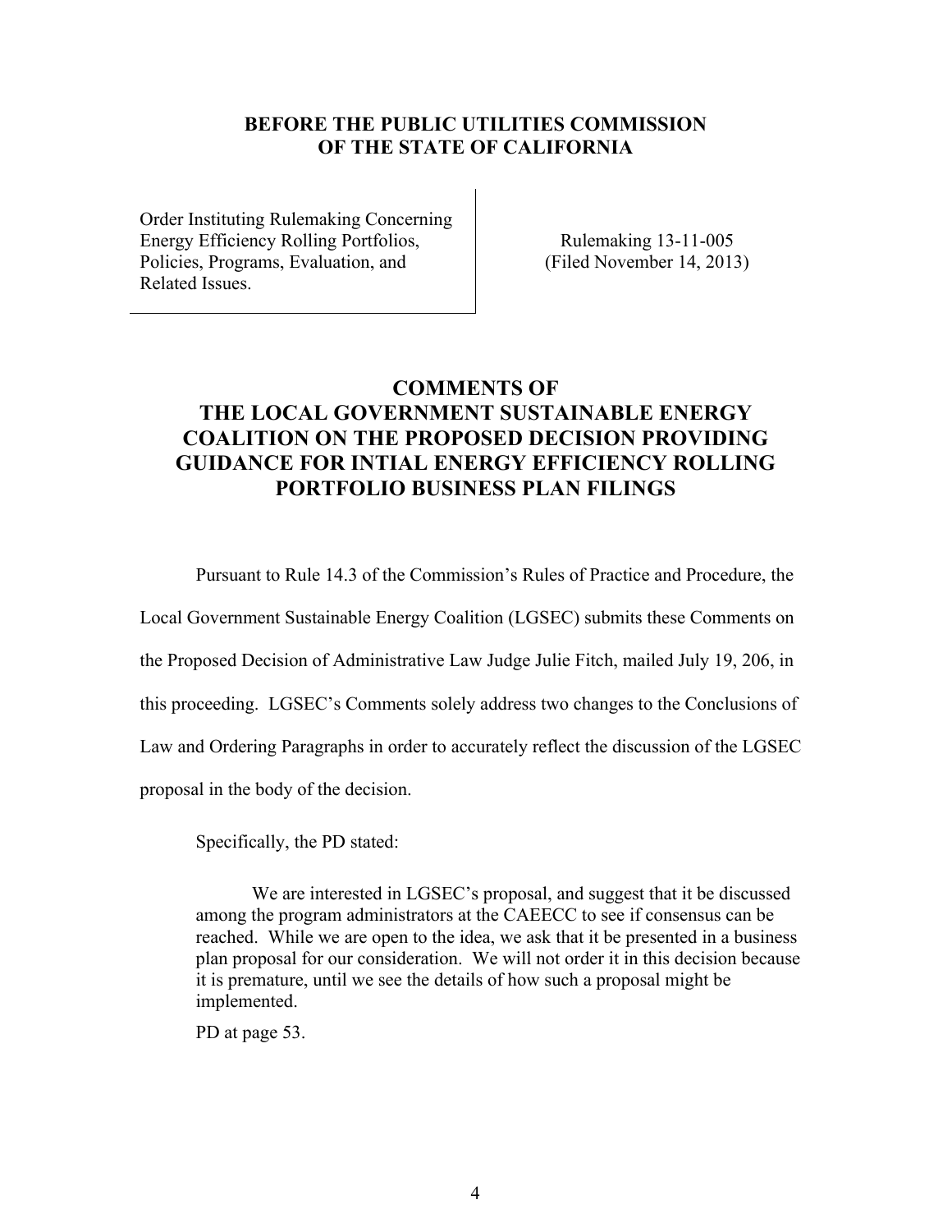**BEFORE THE PUBLIC UTILITIES COMMISSION OF THE STATE OF CALIFORNIA**

| | |
|---|---|
| Order Instituting Rulemaking Concerning Energy Efficiency Rolling Portfolios, Policies, Programs, Evaluation, and Related Issues. | Rulemaking 13-11-005 (Filed November 14, 2013) |

# COMMENTS OF THE LOCAL GOVERNMENT SUSTAINABLE ENERGY COALITION ON THE PROPOSED DECISION PROVIDING GUIDANCE FOR INTIAL ENERGY EFFICIENCY ROLLING PORTFOLIO BUSINESS PLAN FILINGS

Pursuant to Rule 14.3 of the Commission's Rules of Practice and Procedure, the Local Government Sustainable Energy Coalition (LGSEC) submits these Comments on the Proposed Decision of Administrative Law Judge Julie Fitch, mailed July 19, 206, in this proceeding. LGSEC's Comments solely address two changes to the Conclusions of Law and Ordering Paragraphs in order to accurately reflect the discussion of the LGSEC proposal in the body of the decision.

Specifically, the PD stated:

> We are interested in LGSEC's proposal, and suggest that it be discussed among the program administrators at the CAEECC to see if consensus can be reached. While we are open to the idea, we ask that it be presented in a business plan proposal for our consideration. We will not order it in this decision because it is premature, until we see the details of how such a proposal might be implemented.
>
> PD at page 53.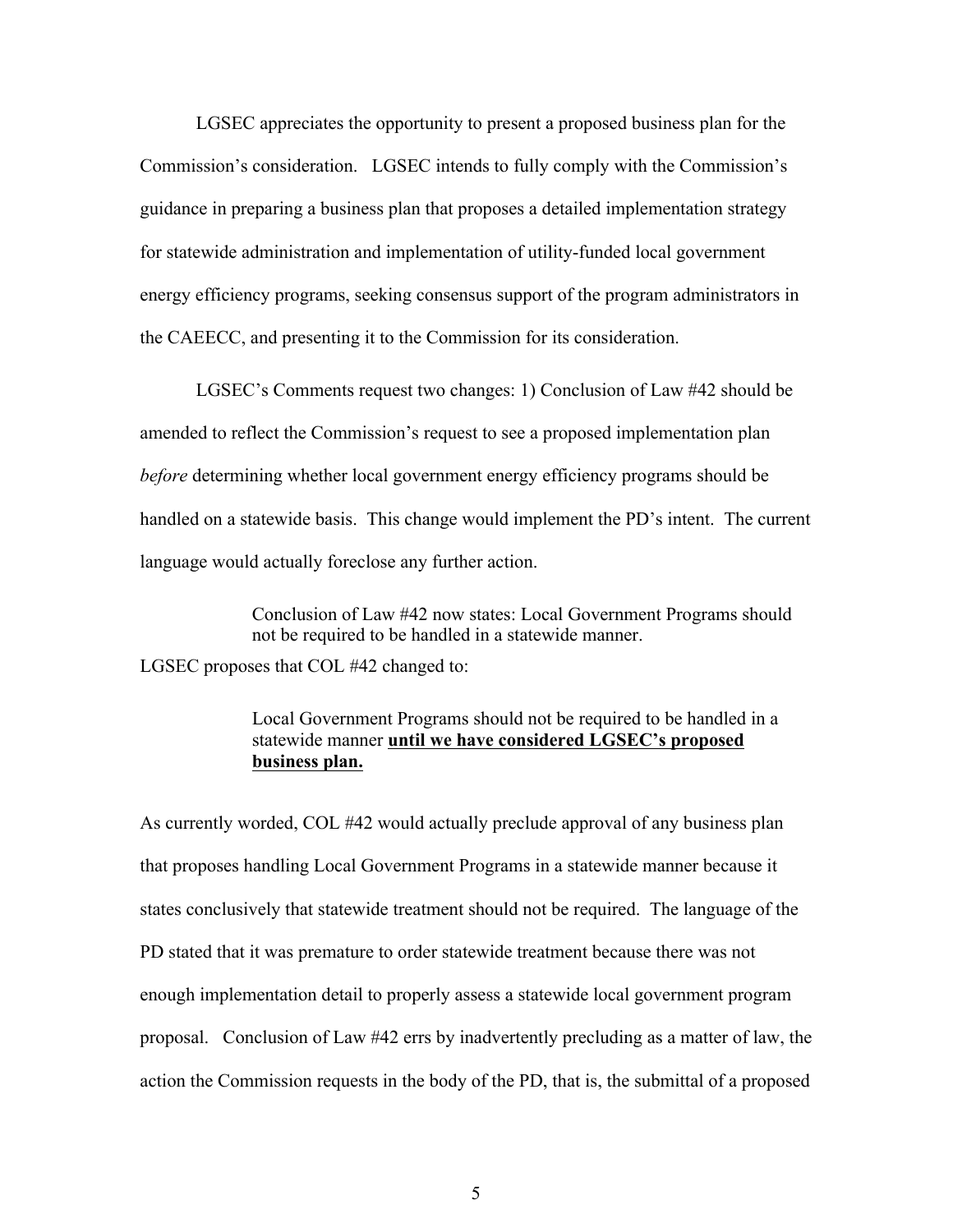LGSEC appreciates the opportunity to present a proposed business plan for the Commission's consideration. LGSEC intends to fully comply with the Commission's guidance in preparing a business plan that proposes a detailed implementation strategy for statewide administration and implementation of utility-funded local government energy efficiency programs, seeking consensus support of the program administrators in the CAEECC, and presenting it to the Commission for its consideration.

LGSEC's Comments request two changes: 1) Conclusion of Law #42 should be amended to reflect the Commission's request to see a proposed implementation plan *before* determining whether local government energy efficiency programs should be handled on a statewide basis. This change would implement the PD's intent. The current language would actually foreclose any further action.

> Conclusion of Law #42 now states: Local Government Programs should not be required to be handled in a statewide manner.

LGSEC proposes that COL #42 changed to:

> Local Government Programs should not be required to be handled in a statewide manner **<u>until we have considered LGSEC's proposed business plan.</u>**

As currently worded, COL #42 would actually preclude approval of any business plan that proposes handling Local Government Programs in a statewide manner because it states conclusively that statewide treatment should not be required. The language of the PD stated that it was premature to order statewide treatment because there was not enough implementation detail to properly assess a statewide local government program proposal. Conclusion of Law #42 errs by inadvertently precluding as a matter of law, the action the Commission requests in the body of the PD, that is, the submittal of a proposed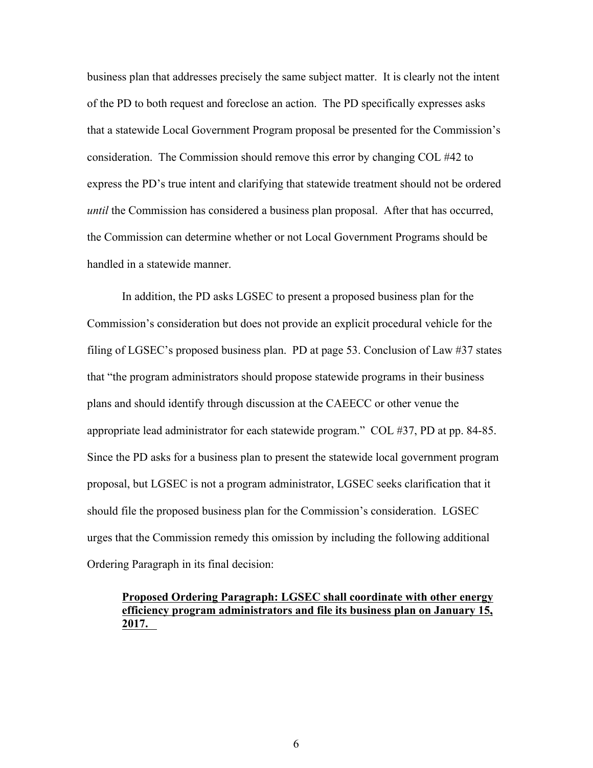business plan that addresses precisely the same subject matter. It is clearly not the intent of the PD to both request and foreclose an action. The PD specifically expresses asks that a statewide Local Government Program proposal be presented for the Commission's consideration. The Commission should remove this error by changing COL #42 to express the PD's true intent and clarifying that statewide treatment should not be ordered *until* the Commission has considered a business plan proposal. After that has occurred, the Commission can determine whether or not Local Government Programs should be handled in a statewide manner.

In addition, the PD asks LGSEC to present a proposed business plan for the Commission's consideration but does not provide an explicit procedural vehicle for the filing of LGSEC's proposed business plan. PD at page 53. Conclusion of Law #37 states that "the program administrators should propose statewide programs in their business plans and should identify through discussion at the CAEECC or other venue the appropriate lead administrator for each statewide program." COL #37, PD at pp. 84-85. Since the PD asks for a business plan to present the statewide local government program proposal, but LGSEC is not a program administrator, LGSEC seeks clarification that it should file the proposed business plan for the Commission's consideration. LGSEC urges that the Commission remedy this omission by including the following additional Ordering Paragraph in its final decision:

> <u>**Proposed Ordering Paragraph: LGSEC shall coordinate with other energy efficiency program administrators and file its business plan on January 15, 2017.**</u>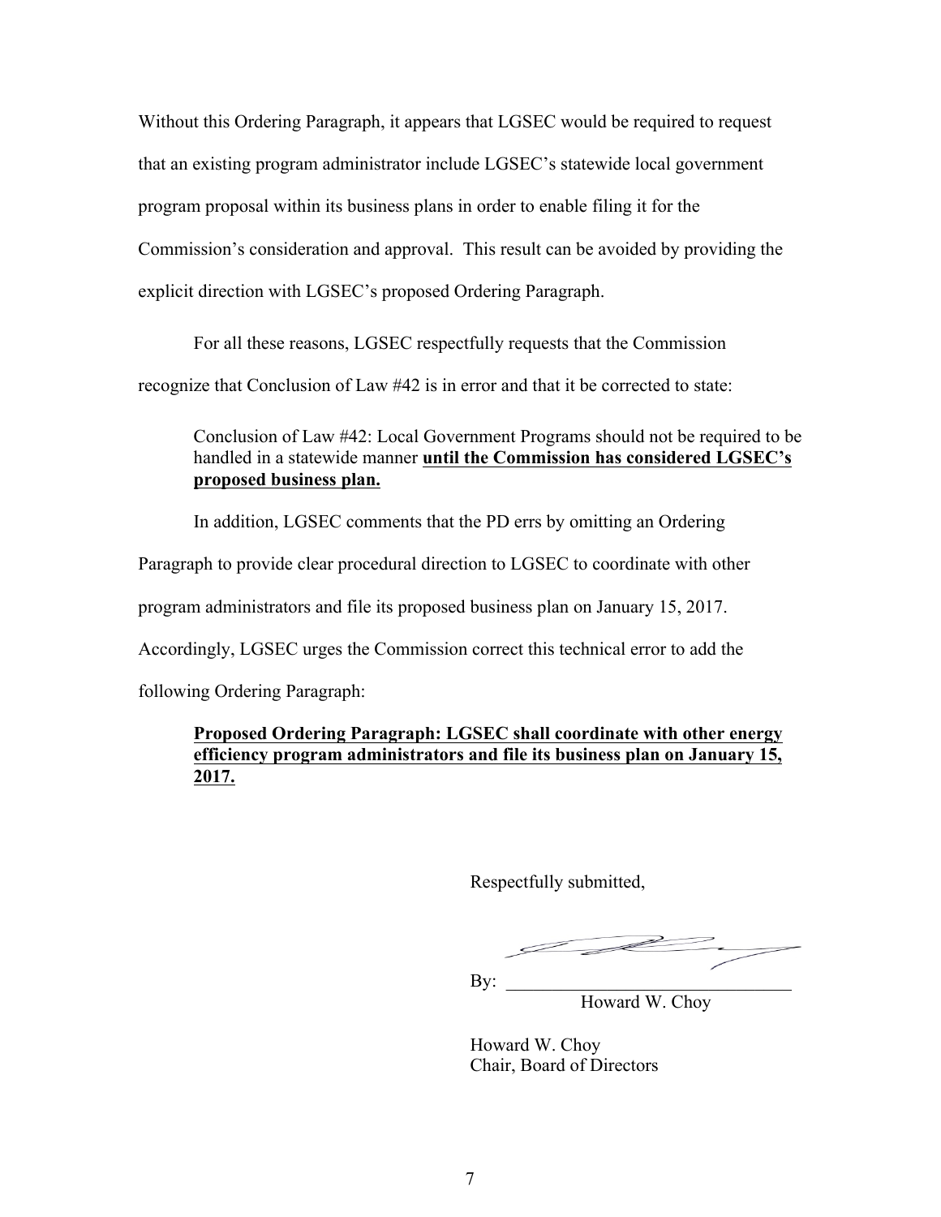Without this Ordering Paragraph, it appears that LGSEC would be required to request that an existing program administrator include LGSEC's statewide local government program proposal within its business plans in order to enable filing it for the Commission's consideration and approval. This result can be avoided by providing the explicit direction with LGSEC's proposed Ordering Paragraph.

For all these reasons, LGSEC respectfully requests that the Commission recognize that Conclusion of Law #42 is in error and that it be corrected to state:

> Conclusion of Law #42: Local Government Programs should not be required to be handled in a statewide manner **until the Commission has considered LGSEC's proposed business plan.**

In addition, LGSEC comments that the PD errs by omitting an Ordering Paragraph to provide clear procedural direction to LGSEC to coordinate with other program administrators and file its proposed business plan on January 15, 2017. Accordingly, LGSEC urges the Commission correct this technical error to add the following Ordering Paragraph:

> **Proposed Ordering Paragraph: LGSEC shall coordinate with other energy efficiency program administrators and file its business plan on January 15, 2017.**

Respectfully submitted,

By: ______________________________
Howard W. Choy

Howard W. Choy
Chair, Board of Directors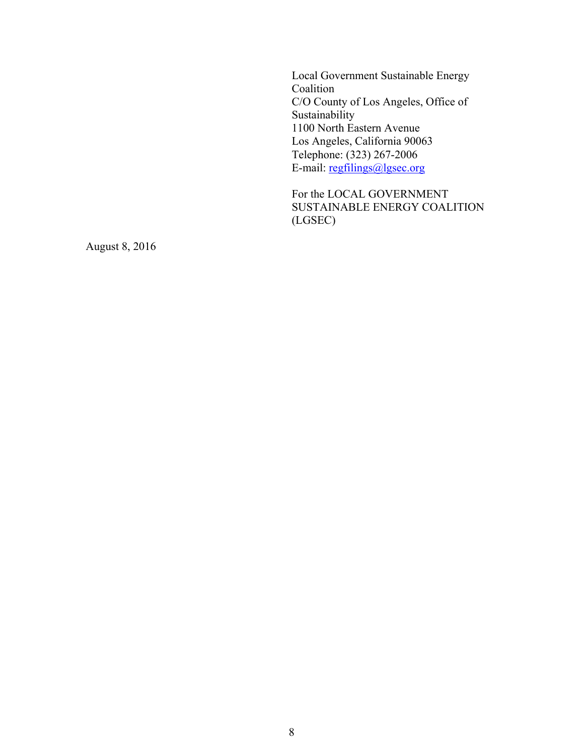Local Government Sustainable Energy Coalition
C/O County of Los Angeles, Office of Sustainability
1100 North Eastern Avenue
Los Angeles, California 90063
Telephone: (323) 267-2006
E-mail: regfilings@lgsec.org

For the LOCAL GOVERNMENT SUSTAINABLE ENERGY COALITION (LGSEC)

August 8, 2016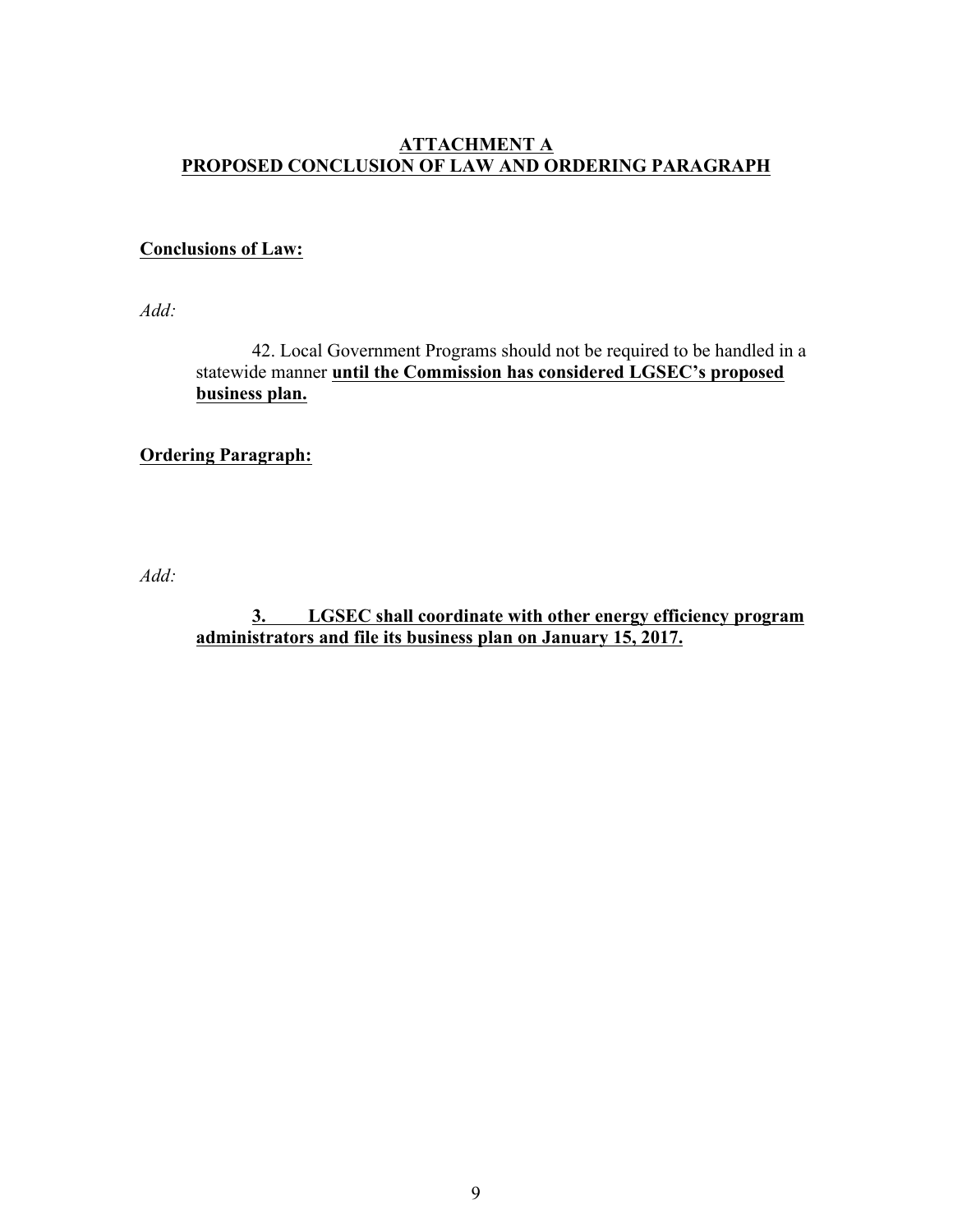## ATTACHMENT A
## PROPOSED CONCLUSION OF LAW AND ORDERING PARAGRAPH

**Conclusions of Law:**

*Add:*

42. Local Government Programs should not be required to be handled in a statewide manner **until the Commission has considered LGSEC's proposed business plan.**

**Ordering Paragraph:**

*Add:*

**3. LGSEC shall coordinate with other energy efficiency program administrators and file its business plan on January 15, 2017.**